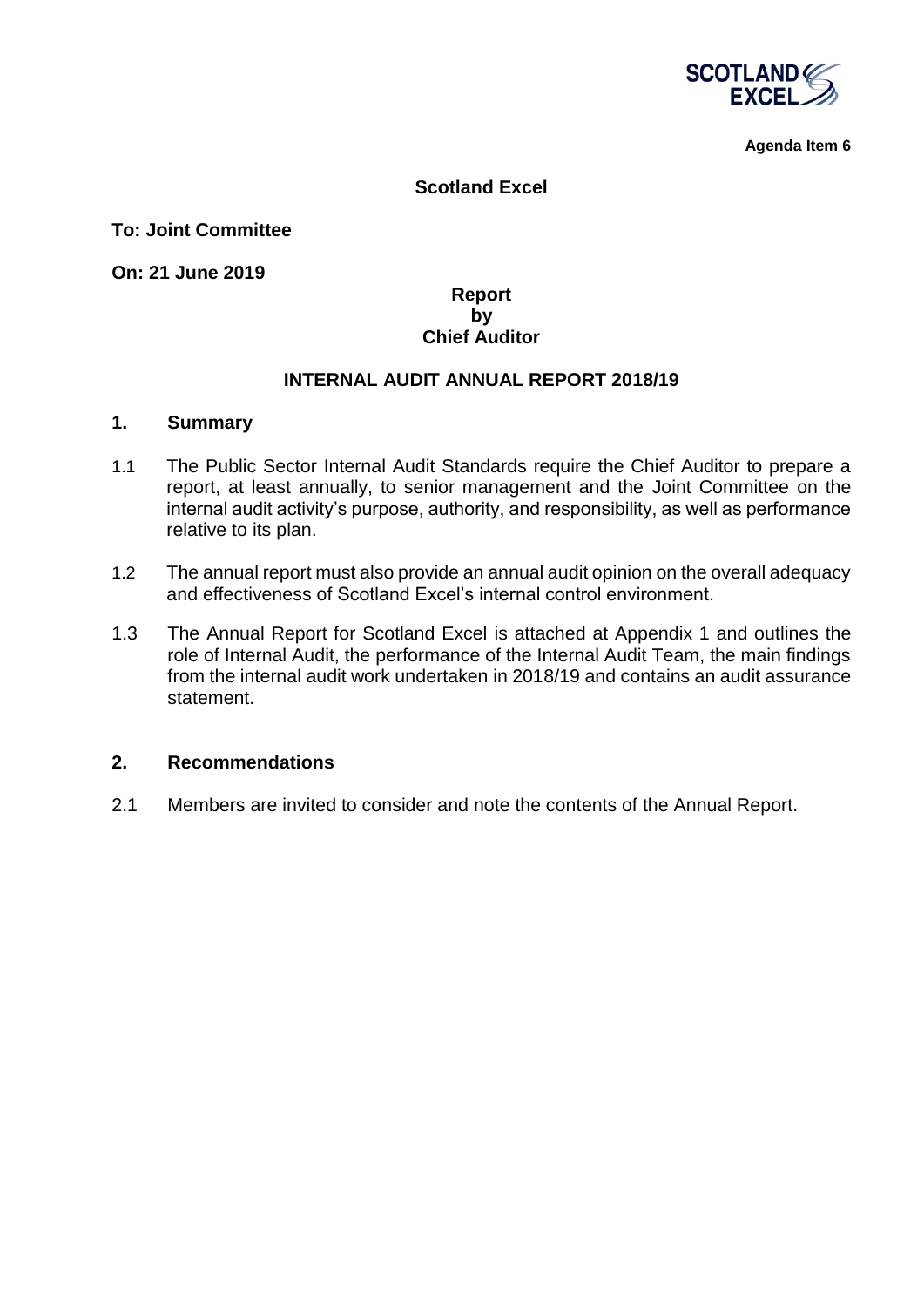Agenda Item 6

**Scotland Excel**

**To: Joint Committee**

**On: 21 June 2019**

**Report**
**by**
**Chief Auditor**

**INTERNAL AUDIT ANNUAL REPORT 2018/19**

## 1. Summary

1.1 The Public Sector Internal Audit Standards require the Chief Auditor to prepare a report, at least annually, to senior management and the Joint Committee on the internal audit activity's purpose, authority, and responsibility, as well as performance relative to its plan.

1.2 The annual report must also provide an annual audit opinion on the overall adequacy and effectiveness of Scotland Excel's internal control environment.

1.3 The Annual Report for Scotland Excel is attached at Appendix 1 and outlines the role of Internal Audit, the performance of the Internal Audit Team, the main findings from the internal audit work undertaken in 2018/19 and contains an audit assurance statement.

## 2. Recommendations

2.1 Members are invited to consider and note the contents of the Annual Report.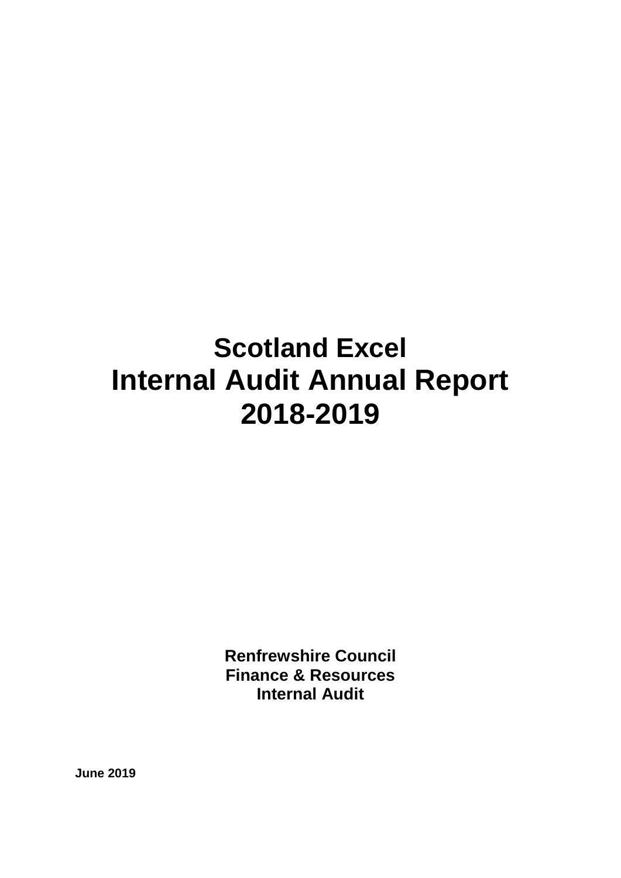# Scotland Excel
# Internal Audit Annual Report
# 2018-2019

**Renfrewshire Council**
**Finance & Resources**
**Internal Audit**

**June 2019**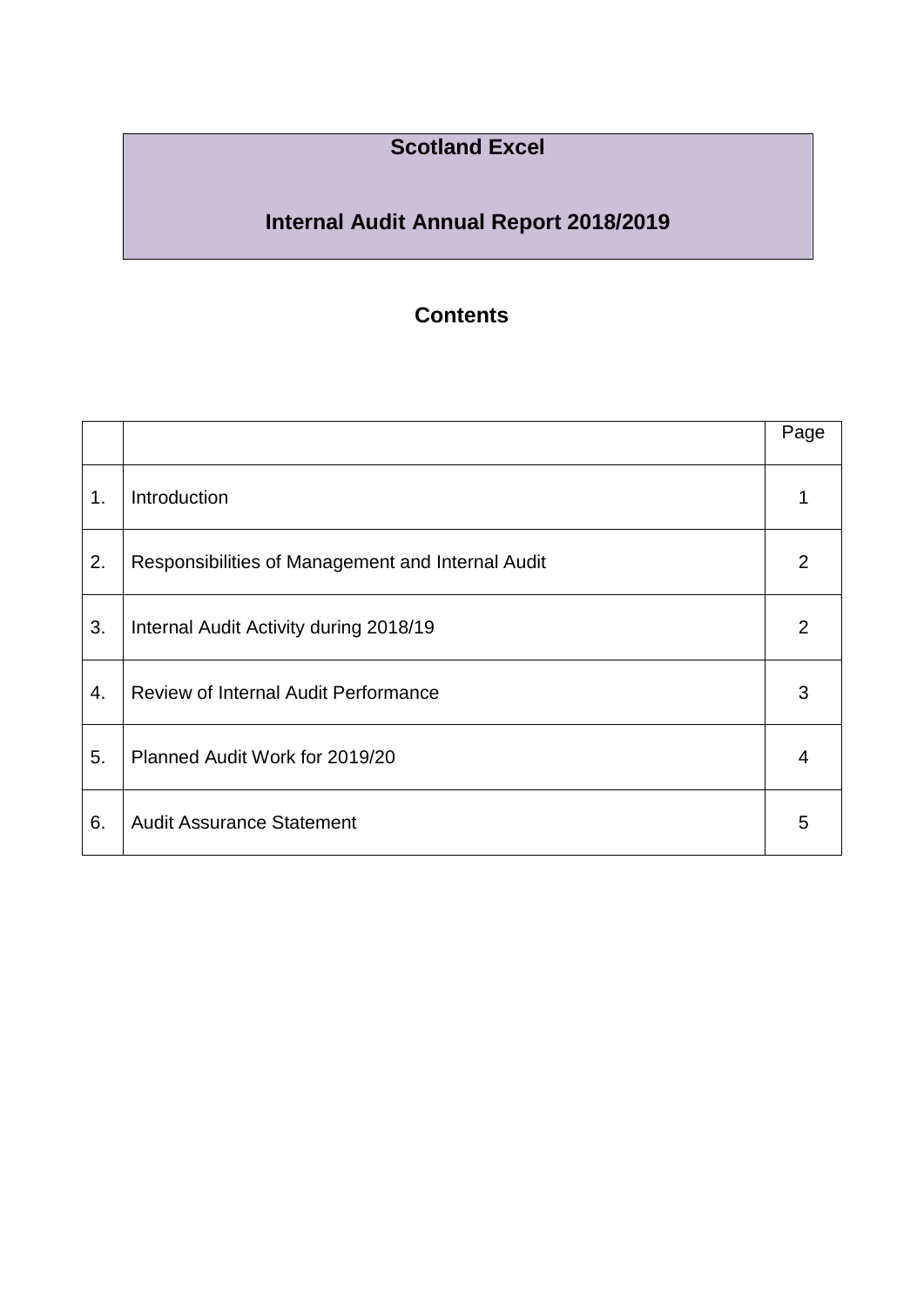# Scotland Excel

# Internal Audit Annual Report 2018/2019

## Contents

| | | Page |
|---|---|---|
| 1. | Introduction | 1 |
| 2. | Responsibilities of Management and Internal Audit | 2 |
| 3. | Internal Audit Activity during 2018/19 | 2 |
| 4. | Review of Internal Audit Performance | 3 |
| 5. | Planned Audit Work for 2019/20 | 4 |
| 6. | Audit Assurance Statement | 5 |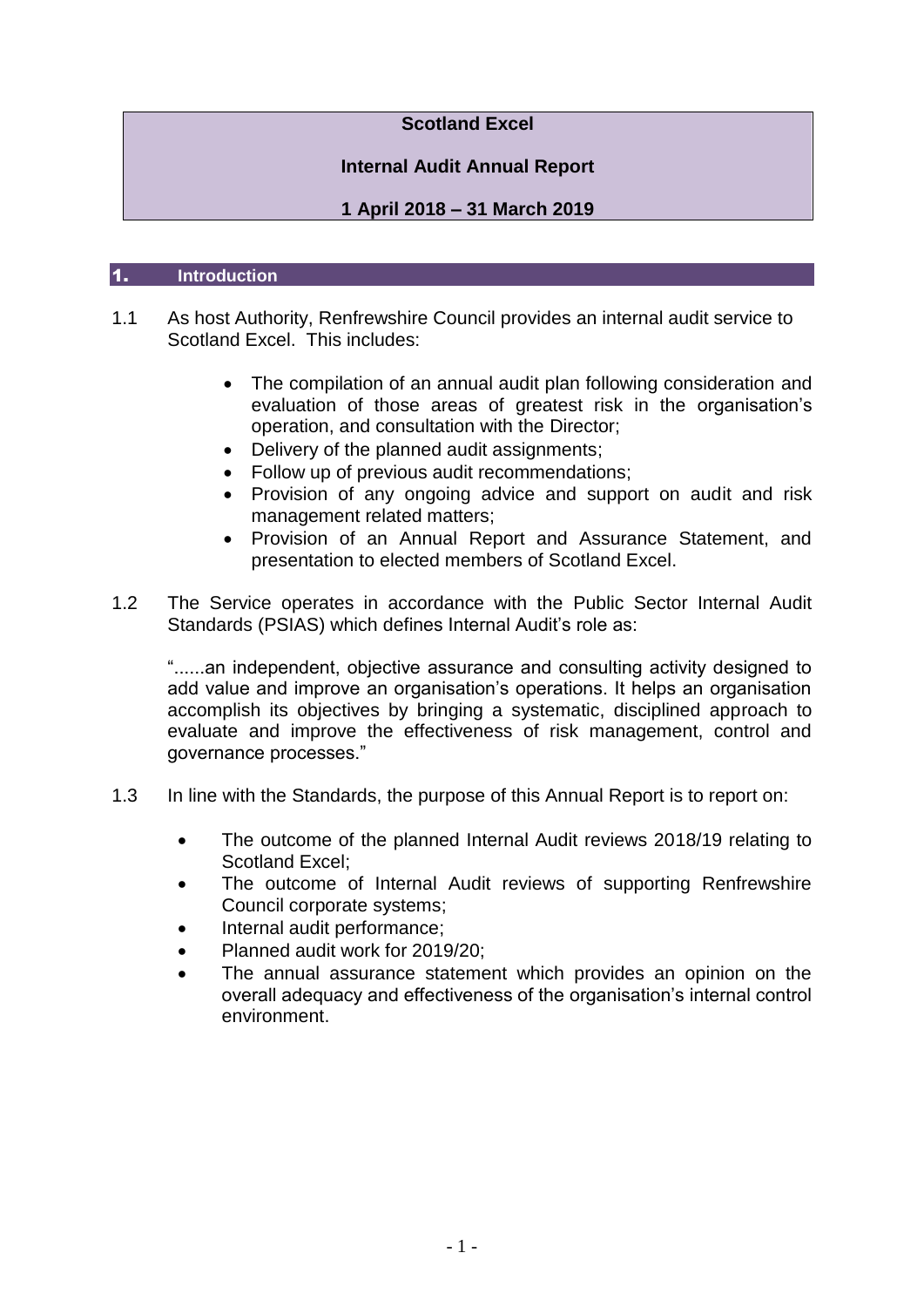# Scotland Excel

## Internal Audit Annual Report

## 1 April 2018 – 31 March 2019

## 1. Introduction

1.1 As host Authority, Renfrewshire Council provides an internal audit service to Scotland Excel. This includes:

- The compilation of an annual audit plan following consideration and evaluation of those areas of greatest risk in the organisation's operation, and consultation with the Director;
- Delivery of the planned audit assignments;
- Follow up of previous audit recommendations;
- Provision of any ongoing advice and support on audit and risk management related matters;
- Provision of an Annual Report and Assurance Statement, and presentation to elected members of Scotland Excel.

1.2 The Service operates in accordance with the Public Sector Internal Audit Standards (PSIAS) which defines Internal Audit's role as:

"......an independent, objective assurance and consulting activity designed to add value and improve an organisation's operations. It helps an organisation accomplish its objectives by bringing a systematic, disciplined approach to evaluate and improve the effectiveness of risk management, control and governance processes."

1.3 In line with the Standards, the purpose of this Annual Report is to report on:

- The outcome of the planned Internal Audit reviews 2018/19 relating to Scotland Excel;
- The outcome of Internal Audit reviews of supporting Renfrewshire Council corporate systems;
- Internal audit performance;
- Planned audit work for 2019/20;
- The annual assurance statement which provides an opinion on the overall adequacy and effectiveness of the organisation's internal control environment.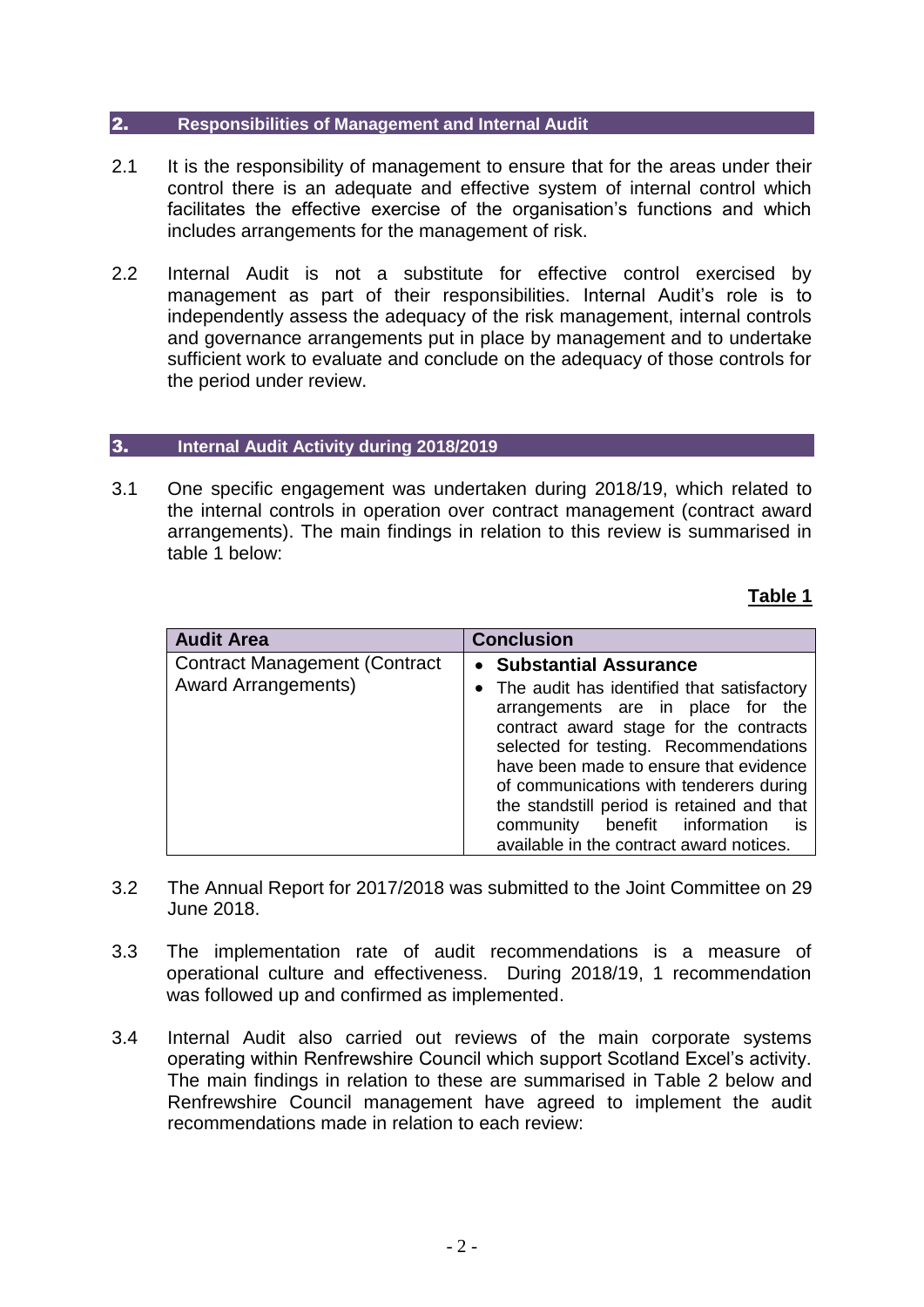## 2. Responsibilities of Management and Internal Audit

2.1 It is the responsibility of management to ensure that for the areas under their control there is an adequate and effective system of internal control which facilitates the effective exercise of the organisation's functions and which includes arrangements for the management of risk.

2.2 Internal Audit is not a substitute for effective control exercised by management as part of their responsibilities. Internal Audit's role is to independently assess the adequacy of the risk management, internal controls and governance arrangements put in place by management and to undertake sufficient work to evaluate and conclude on the adequacy of those controls for the period under review.

## 3. Internal Audit Activity during 2018/2019

3.1 One specific engagement was undertaken during 2018/19, which related to the internal controls in operation over contract management (contract award arrangements). The main findings in relation to this review is summarised in table 1 below:

**Table 1**

| Audit Area | Conclusion |
|---|---|
| Contract Management (Contract Award Arrangements) | • **Substantial Assurance**<br>• The audit has identified that satisfactory arrangements are in place for the contract award stage for the contracts selected for testing. Recommendations have been made to ensure that evidence of communications with tenderers during the standstill period is retained and that community benefit information is available in the contract award notices. |

3.2 The Annual Report for 2017/2018 was submitted to the Joint Committee on 29 June 2018.

3.3 The implementation rate of audit recommendations is a measure of operational culture and effectiveness. During 2018/19, 1 recommendation was followed up and confirmed as implemented.

3.4 Internal Audit also carried out reviews of the main corporate systems operating within Renfrewshire Council which support Scotland Excel's activity. The main findings in relation to these are summarised in Table 2 below and Renfrewshire Council management have agreed to implement the audit recommendations made in relation to each review: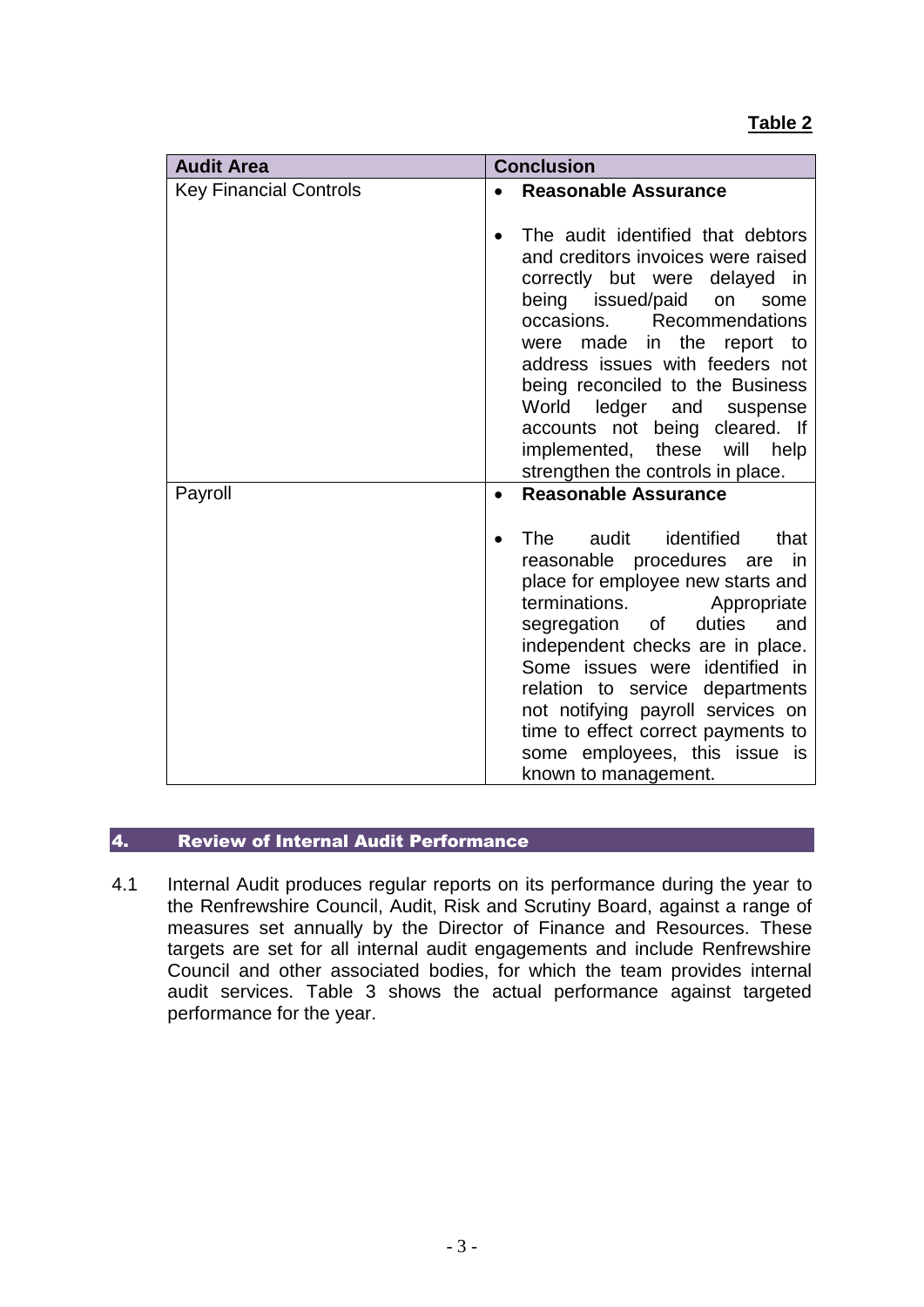**Table 2**

| Audit Area | Conclusion |
| --- | --- |
| Key Financial Controls | • **Reasonable Assurance**<br><br>• The audit identified that debtors and creditors invoices were raised correctly but were delayed in being issued/paid on some occasions. Recommendations were made in the report to address issues with feeders not being reconciled to the Business World ledger and suspense accounts not being cleared. If implemented, these will help strengthen the controls in place. |
| Payroll | • **Reasonable Assurance**<br><br>• The audit identified that reasonable procedures are in place for employee new starts and terminations. Appropriate segregation of duties and independent checks are in place. Some issues were identified in relation to service departments not notifying payroll services on time to effect correct payments to some employees, this issue is known to management. |

## 4. Review of Internal Audit Performance

4.1 Internal Audit produces regular reports on its performance during the year to the Renfrewshire Council, Audit, Risk and Scrutiny Board, against a range of measures set annually by the Director of Finance and Resources. These targets are set for all internal audit engagements and include Renfrewshire Council and other associated bodies, for which the team provides internal audit services. Table 3 shows the actual performance against targeted performance for the year.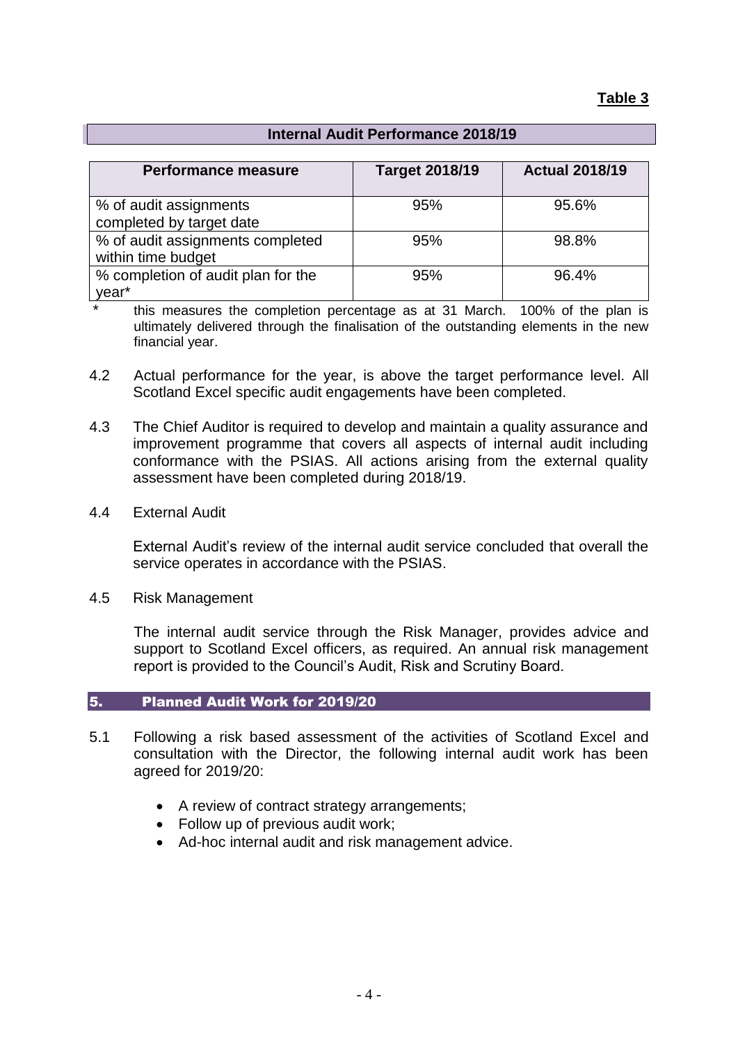**Table 3**

**Internal Audit Performance 2018/19**

| Performance measure | Target 2018/19 | Actual 2018/19 |
|---|---|---|
| % of audit assignments completed by target date | 95% | 95.6% |
| % of audit assignments completed within time budget | 95% | 98.8% |
| % completion of audit plan for the year* | 95% | 96.4% |

\* this measures the completion percentage as at 31 March. 100% of the plan is ultimately delivered through the finalisation of the outstanding elements in the new financial year.

4.2 Actual performance for the year, is above the target performance level. All Scotland Excel specific audit engagements have been completed.

4.3 The Chief Auditor is required to develop and maintain a quality assurance and improvement programme that covers all aspects of internal audit including conformance with the PSIAS. All actions arising from the external quality assessment have been completed during 2018/19.

4.4 External Audit

External Audit's review of the internal audit service concluded that overall the service operates in accordance with the PSIAS.

4.5 Risk Management

The internal audit service through the Risk Manager, provides advice and support to Scotland Excel officers, as required. An annual risk management report is provided to the Council's Audit, Risk and Scrutiny Board.

## 5. Planned Audit Work for 2019/20

5.1 Following a risk based assessment of the activities of Scotland Excel and consultation with the Director, the following internal audit work has been agreed for 2019/20:

- A review of contract strategy arrangements;
- Follow up of previous audit work;
- Ad-hoc internal audit and risk management advice.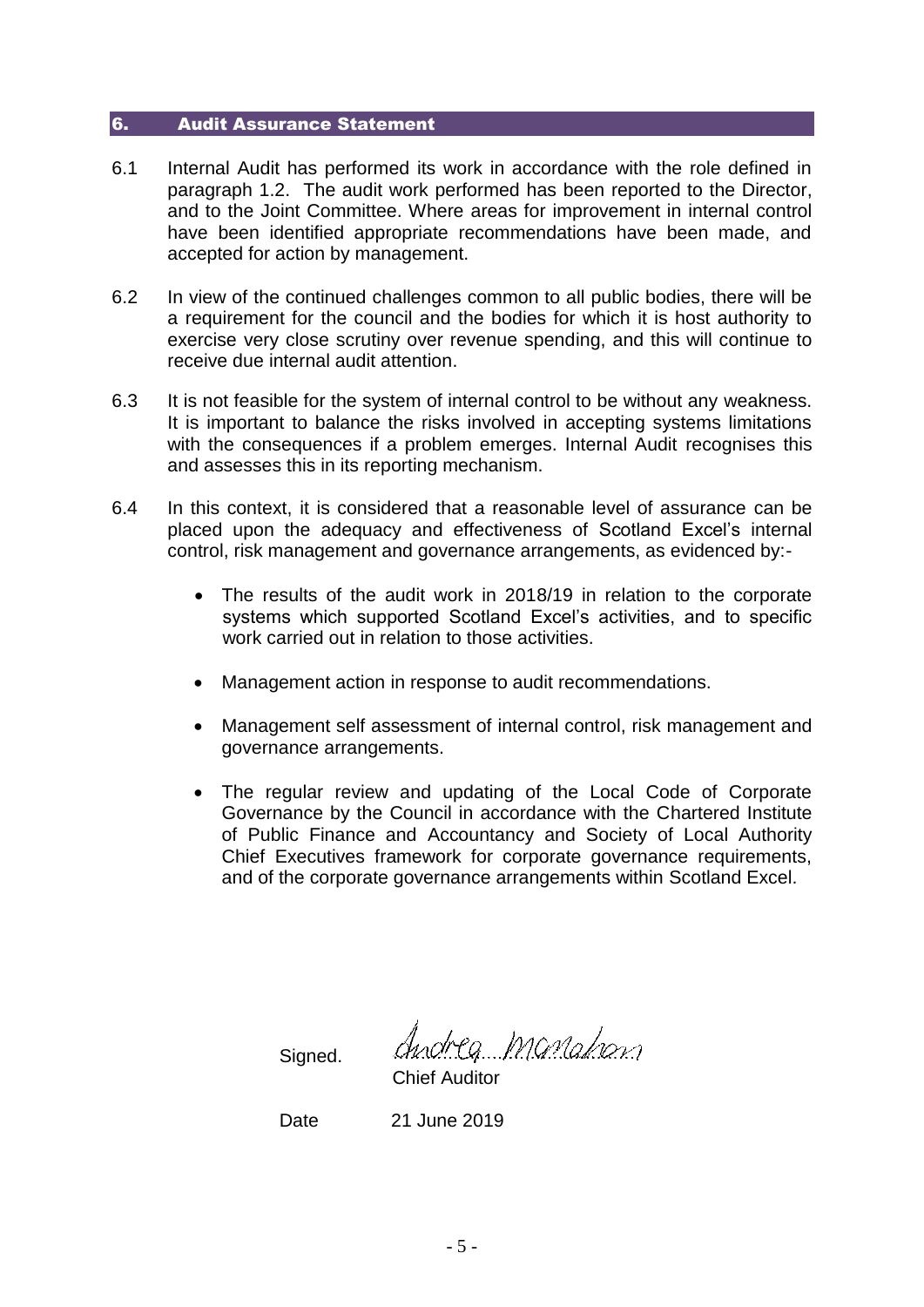## 6. Audit Assurance Statement

6.1 Internal Audit has performed its work in accordance with the role defined in paragraph 1.2. The audit work performed has been reported to the Director, and to the Joint Committee. Where areas for improvement in internal control have been identified appropriate recommendations have been made, and accepted for action by management.

6.2 In view of the continued challenges common to all public bodies, there will be a requirement for the council and the bodies for which it is host authority to exercise very close scrutiny over revenue spending, and this will continue to receive due internal audit attention.

6.3 It is not feasible for the system of internal control to be without any weakness. It is important to balance the risks involved in accepting systems limitations with the consequences if a problem emerges. Internal Audit recognises this and assesses this in its reporting mechanism.

6.4 In this context, it is considered that a reasonable level of assurance can be placed upon the adequacy and effectiveness of Scotland Excel's internal control, risk management and governance arrangements, as evidenced by:-

- The results of the audit work in 2018/19 in relation to the corporate systems which supported Scotland Excel's activities, and to specific work carried out in relation to those activities.
- Management action in response to audit recommendations.
- Management self assessment of internal control, risk management and governance arrangements.
- The regular review and updating of the Local Code of Corporate Governance by the Council in accordance with the Chartered Institute of Public Finance and Accountancy and Society of Local Authority Chief Executives framework for corporate governance requirements, and of the corporate governance arrangements within Scotland Excel.

Signed. Andrea McMahon
Chief Auditor

Date 21 June 2019